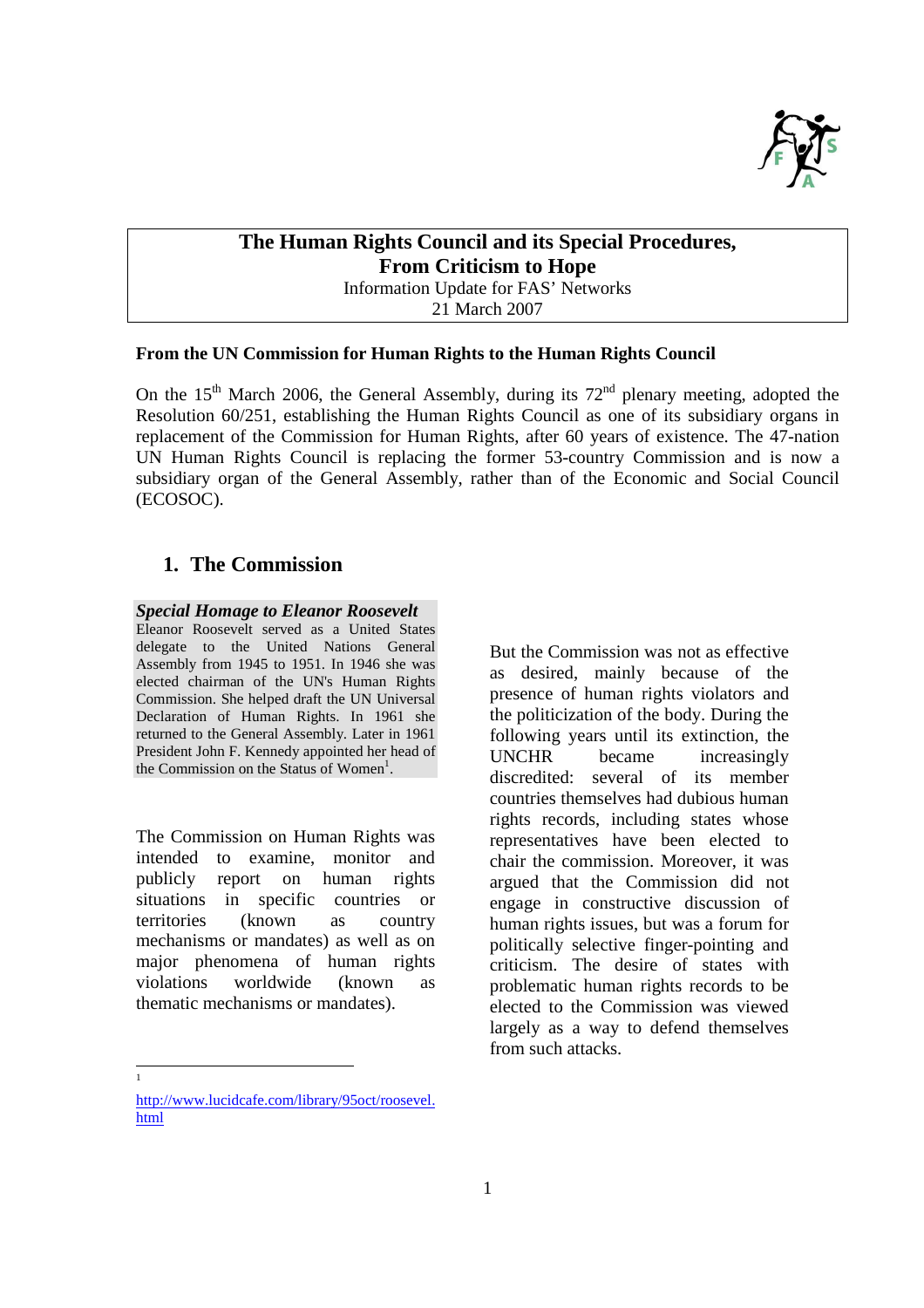# The Human Rights Council and its Special Procedures, From Criticism to Hope

Information Update for FAS' Networks

21 March 2007

**From the UN Commission for Human Rights to the Human Rights Council**

On the 15th March 2006, the General Assembly, during its 72nd plenary meeting, adopted the Resolution 60/251, establishing the Human Rights Council as one of its subsidiary organs in replacement of the Commission for Human Rights, after 60 years of existence. The 47-nation UN Human Rights Council is replacing the former 53-country Commission and is now a subsidiary organ of the General Assembly, rather than of the Economic and Social Council (ECOSOC).

## 1. The Commission

***Special Homage to Eleanor Roosevelt***

Eleanor Roosevelt served as a United States delegate to the United Nations General Assembly from 1945 to 1951. In 1946 she was elected chairman of the UN's Human Rights Commission. She helped draft the UN Universal Declaration of Human Rights. In 1961 she returned to the General Assembly. Later in 1961 President John F. Kennedy appointed her head of the Commission on the Status of Women[1].

The Commission on Human Rights was intended to examine, monitor and publicly report on human rights situations in specific countries or territories (known as country mechanisms or mandates) as well as on major phenomena of human rights violations worldwide (known as thematic mechanisms or mandates).

But the Commission was not as effective as desired, mainly because of the presence of human rights violators and the politicization of the body. During the following years until its extinction, the UNCHR became increasingly discredited: several of its member countries themselves had dubious human rights records, including states whose representatives have been elected to chair the commission. Moreover, it was argued that the Commission did not engage in constructive discussion of human rights issues, but was a forum for politically selective finger-pointing and criticism. The desire of states with problematic human rights records to be elected to the Commission was viewed largely as a way to defend themselves from such attacks.

---

[1] http://www.lucidcafe.com/library/95oct/roosevel.html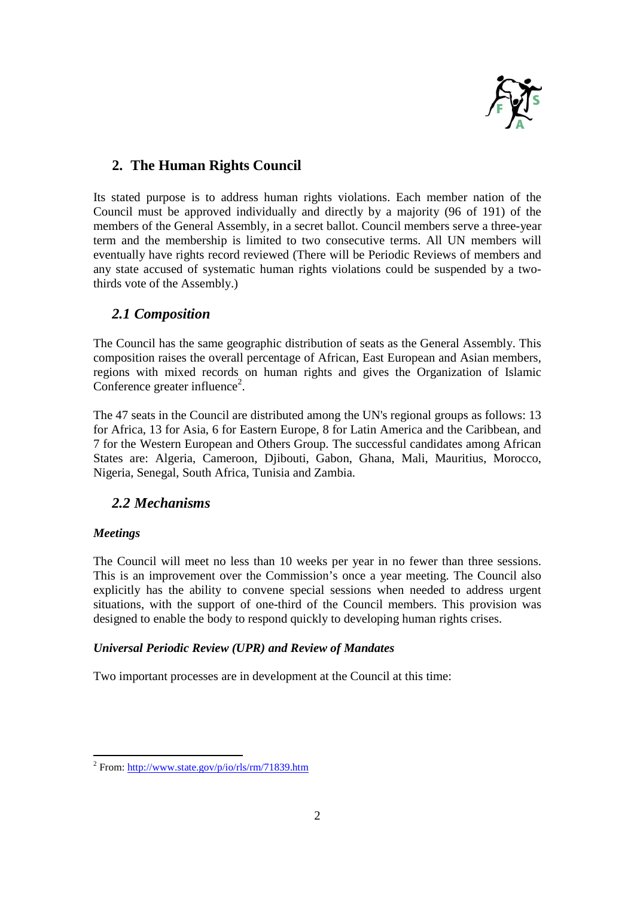## 2. The Human Rights Council

Its stated purpose is to address human rights violations. Each member nation of the Council must be approved individually and directly by a majority (96 of 191) of the members of the General Assembly, in a secret ballot. Council members serve a three-year term and the membership is limited to two consecutive terms. All UN members will eventually have rights record reviewed (There will be Periodic Reviews of members and any state accused of systematic human rights violations could be suspended by a two-thirds vote of the Assembly.)

### *2.1 Composition*

The Council has the same geographic distribution of seats as the General Assembly. This composition raises the overall percentage of African, East European and Asian members, regions with mixed records on human rights and gives the Organization of Islamic Conference greater influence[2].

The 47 seats in the Council are distributed among the UN's regional groups as follows: 13 for Africa, 13 for Asia, 6 for Eastern Europe, 8 for Latin America and the Caribbean, and 7 for the Western European and Others Group. The successful candidates among African States are: Algeria, Cameroon, Djibouti, Gabon, Ghana, Mali, Mauritius, Morocco, Nigeria, Senegal, South Africa, Tunisia and Zambia.

### *2.2 Mechanisms*

***Meetings***

The Council will meet no less than 10 weeks per year in no fewer than three sessions. This is an improvement over the Commission's once a year meeting. The Council also explicitly has the ability to convene special sessions when needed to address urgent situations, with the support of one-third of the Council members. This provision was designed to enable the body to respond quickly to developing human rights crises.

***Universal Periodic Review (UPR) and Review of Mandates***

Two important processes are in development at the Council at this time:

---

[2] From: http://www.state.gov/p/io/rls/rm/71839.htm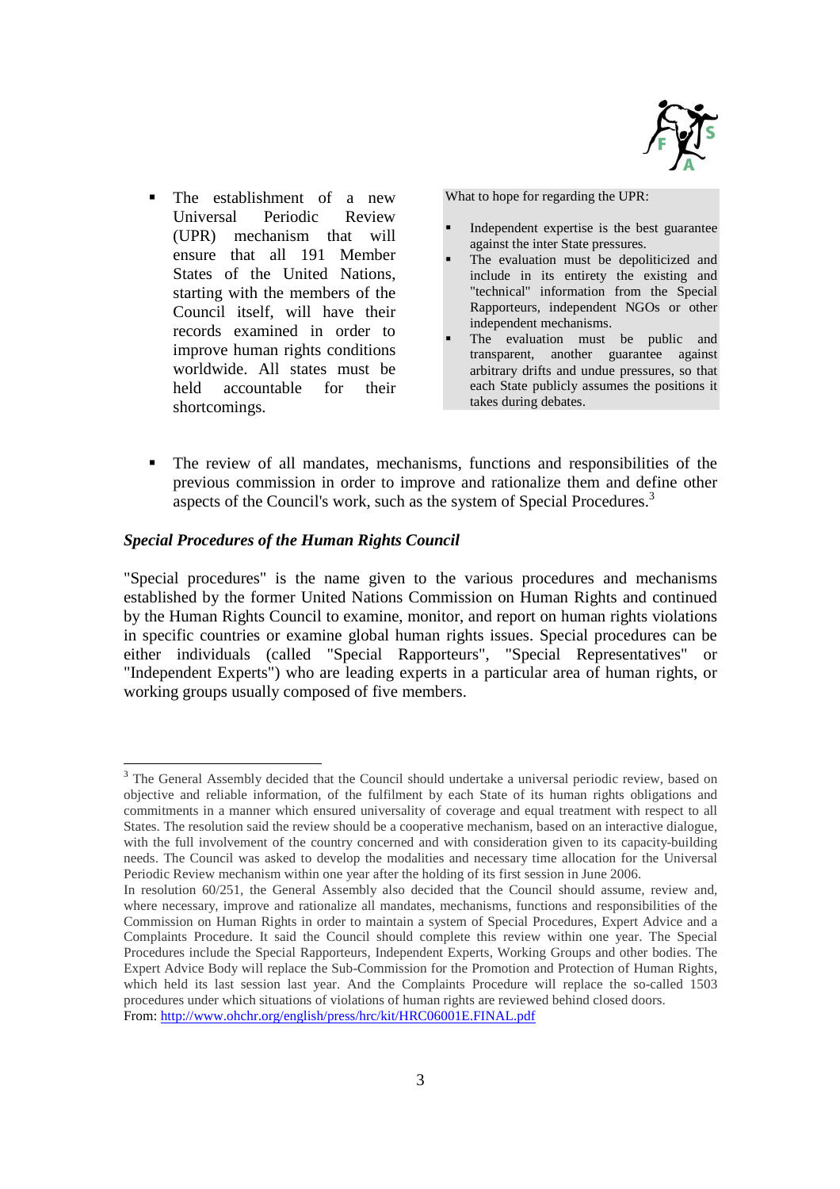- The establishment of a new Universal Periodic Review (UPR) mechanism that will ensure that all 191 Member States of the United Nations, starting with the members of the Council itself, will have their records examined in order to improve human rights conditions worldwide. All states must be held accountable for their shortcomings.

> What to hope for regarding the UPR:
>
> - Independent expertise is the best guarantee against the inter State pressures.
> - The evaluation must be depoliticized and include in its entirety the existing and "technical" information from the Special Rapporteurs, independent NGOs or other independent mechanisms.
> - The evaluation must be public and transparent, another guarantee against arbitrary drifts and undue pressures, so that each State publicly assumes the positions it takes during debates.

- The review of all mandates, mechanisms, functions and responsibilities of the previous commission in order to improve and rationalize them and define other aspects of the Council's work, such as the system of Special Procedures.[3]

### *Special Procedures of the Human Rights Council*

"Special procedures" is the name given to the various procedures and mechanisms established by the former United Nations Commission on Human Rights and continued by the Human Rights Council to examine, monitor, and report on human rights violations in specific countries or examine global human rights issues. Special procedures can be either individuals (called "Special Rapporteurs", "Special Representatives" or "Independent Experts") who are leading experts in a particular area of human rights, or working groups usually composed of five members.

---

[3] The General Assembly decided that the Council should undertake a universal periodic review, based on objective and reliable information, of the fulfilment by each State of its human rights obligations and commitments in a manner which ensured universality of coverage and equal treatment with respect to all States. The resolution said the review should be a cooperative mechanism, based on an interactive dialogue, with the full involvement of the country concerned and with consideration given to its capacity-building needs. The Council was asked to develop the modalities and necessary time allocation for the Universal Periodic Review mechanism within one year after the holding of its first session in June 2006.
In resolution 60/251, the General Assembly also decided that the Council should assume, review and, where necessary, improve and rationalize all mandates, mechanisms, functions and responsibilities of the Commission on Human Rights in order to maintain a system of Special Procedures, Expert Advice and a Complaints Procedure. It said the Council should complete this review within one year. The Special Procedures include the Special Rapporteurs, Independent Experts, Working Groups and other bodies. The Expert Advice Body will replace the Sub-Commission for the Promotion and Protection of Human Rights, which held its last session last year. And the Complaints Procedure will replace the so-called 1503 procedures under which situations of violations of human rights are reviewed behind closed doors.
From: http://www.ohchr.org/english/press/hrc/kit/HRC06001E.FINAL.pdf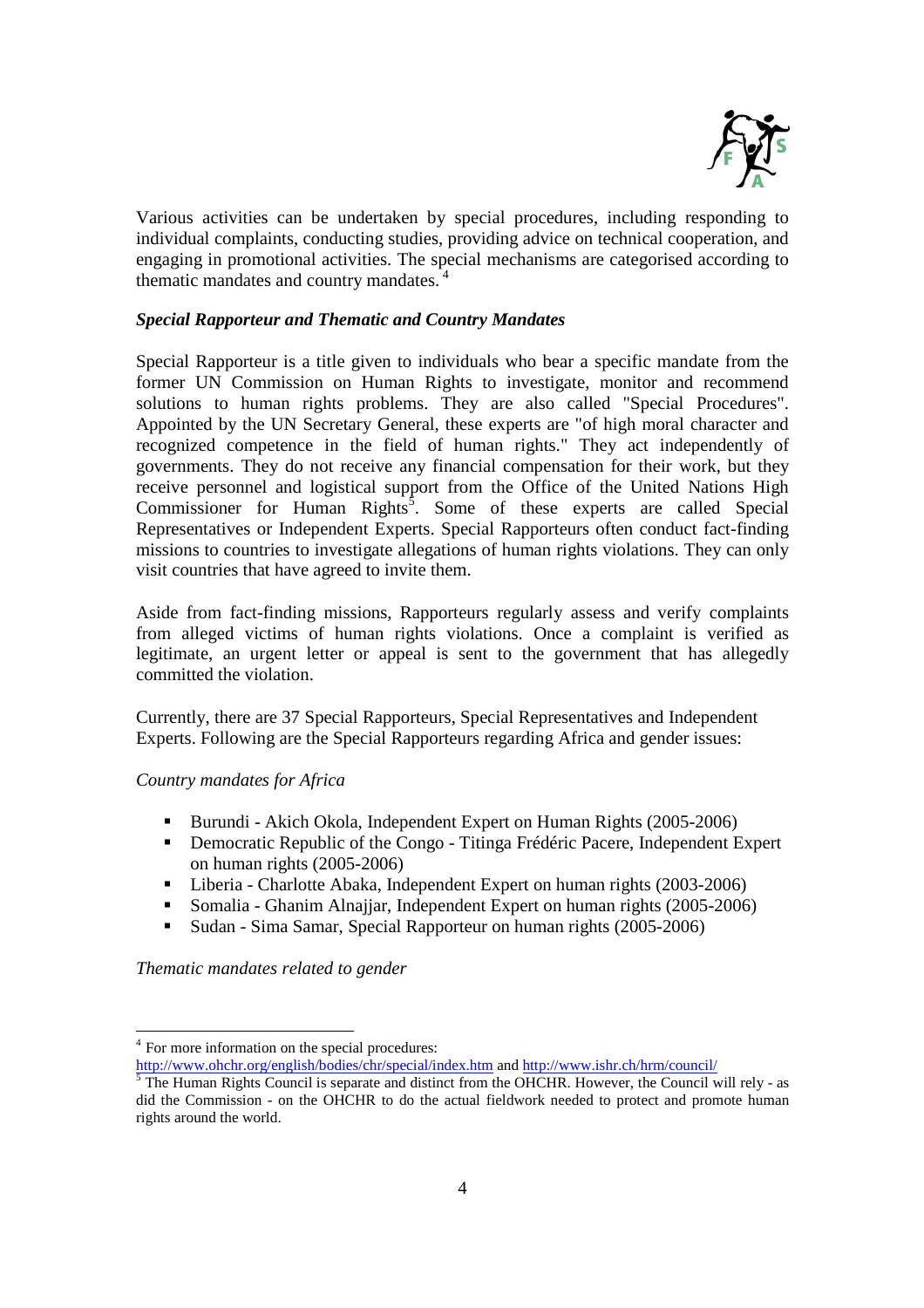Various activities can be undertaken by special procedures, including responding to individual complaints, conducting studies, providing advice on technical cooperation, and engaging in promotional activities. The special mechanisms are categorised according to thematic mandates and country mandates. [4]

***Special Rapporteur and Thematic and Country Mandates***

Special Rapporteur is a title given to individuals who bear a specific mandate from the former UN Commission on Human Rights to investigate, monitor and recommend solutions to human rights problems. They are also called "Special Procedures". Appointed by the UN Secretary General, these experts are "of high moral character and recognized competence in the field of human rights." They act independently of governments. They do not receive any financial compensation for their work, but they receive personnel and logistical support from the Office of the United Nations High Commissioner for Human Rights[5]. Some of these experts are called Special Representatives or Independent Experts. Special Rapporteurs often conduct fact-finding missions to countries to investigate allegations of human rights violations. They can only visit countries that have agreed to invite them.

Aside from fact-finding missions, Rapporteurs regularly assess and verify complaints from alleged victims of human rights violations. Once a complaint is verified as legitimate, an urgent letter or appeal is sent to the government that has allegedly committed the violation.

Currently, there are 37 Special Rapporteurs, Special Representatives and Independent Experts. Following are the Special Rapporteurs regarding Africa and gender issues:

*Country mandates for Africa*

- Burundi - Akich Okola, Independent Expert on Human Rights (2005-2006)
- Democratic Republic of the Congo - Titinga Frédéric Pacere, Independent Expert on human rights (2005-2006)
- Liberia - Charlotte Abaka, Independent Expert on human rights (2003-2006)
- Somalia - Ghanim Alnajjar, Independent Expert on human rights (2005-2006)
- Sudan - Sima Samar, Special Rapporteur on human rights (2005-2006)

*Thematic mandates related to gender*

---

[4] For more information on the special procedures:
http://www.ohchr.org/english/bodies/chr/special/index.htm and http://www.ishr.ch/hrm/council/

[5] The Human Rights Council is separate and distinct from the OHCHR. However, the Council will rely - as did the Commission - on the OHCHR to do the actual fieldwork needed to protect and promote human rights around the world.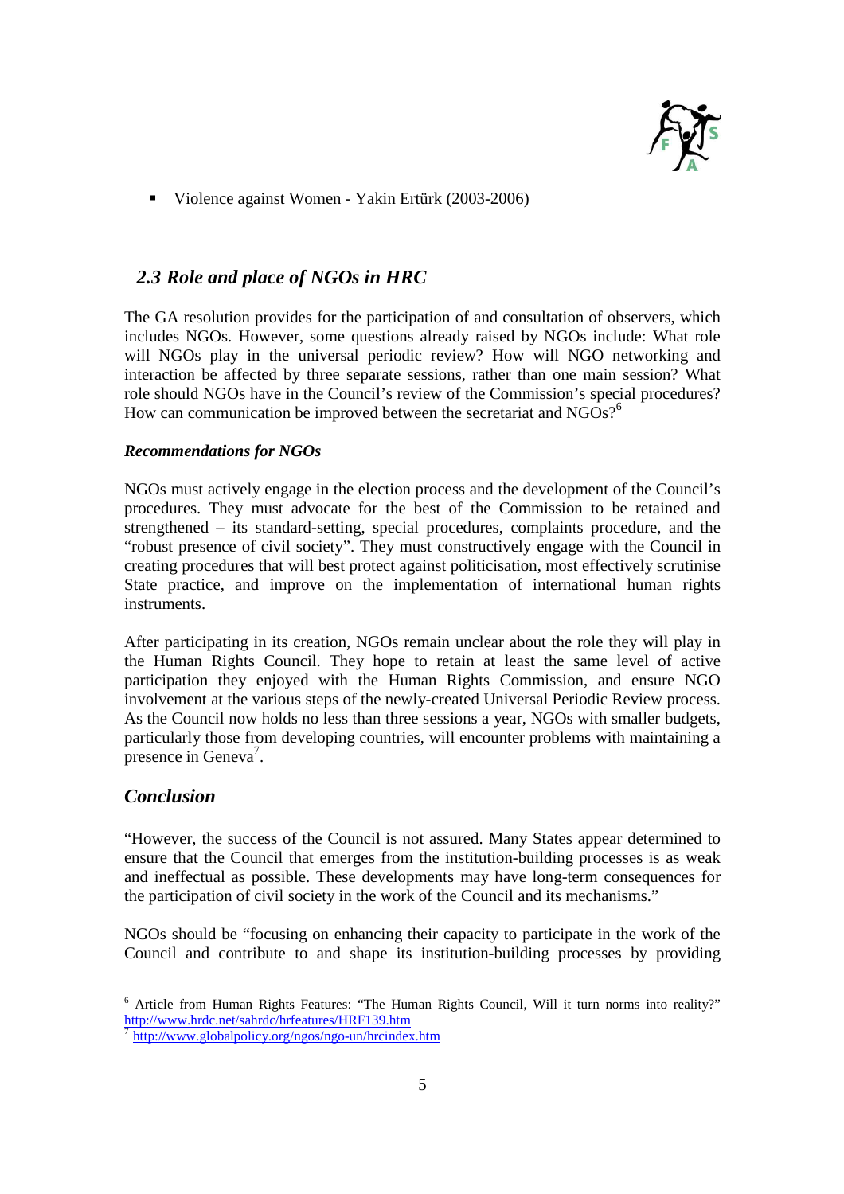- Violence against Women - Yakin Ertürk (2003-2006)

## *2.3 Role and place of NGOs in HRC*

The GA resolution provides for the participation of and consultation of observers, which includes NGOs. However, some questions already raised by NGOs include: What role will NGOs play in the universal periodic review? How will NGO networking and interaction be affected by three separate sessions, rather than one main session? What role should NGOs have in the Council's review of the Commission's special procedures? How can communication be improved between the secretariat and NGOs?[6]

***Recommendations for NGOs***

NGOs must actively engage in the election process and the development of the Council's procedures. They must advocate for the best of the Commission to be retained and strengthened – its standard-setting, special procedures, complaints procedure, and the "robust presence of civil society". They must constructively engage with the Council in creating procedures that will best protect against politicisation, most effectively scrutinise State practice, and improve on the implementation of international human rights instruments.

After participating in its creation, NGOs remain unclear about the role they will play in the Human Rights Council. They hope to retain at least the same level of active participation they enjoyed with the Human Rights Commission, and ensure NGO involvement at the various steps of the newly-created Universal Periodic Review process. As the Council now holds no less than three sessions a year, NGOs with smaller budgets, particularly those from developing countries, will encounter problems with maintaining a presence in Geneva[7].

## *Conclusion*

"However, the success of the Council is not assured. Many States appear determined to ensure that the Council that emerges from the institution-building processes is as weak and ineffectual as possible. These developments may have long-term consequences for the participation of civil society in the work of the Council and its mechanisms."

NGOs should be "focusing on enhancing their capacity to participate in the work of the Council and contribute to and shape its institution-building processes by providing

---

[6] Article from Human Rights Features: "The Human Rights Council, Will it turn norms into reality?" http://www.hrdc.net/sahrdc/hrfeatures/HRF139.htm

[7] http://www.globalpolicy.org/ngos/ngo-un/hrcindex.htm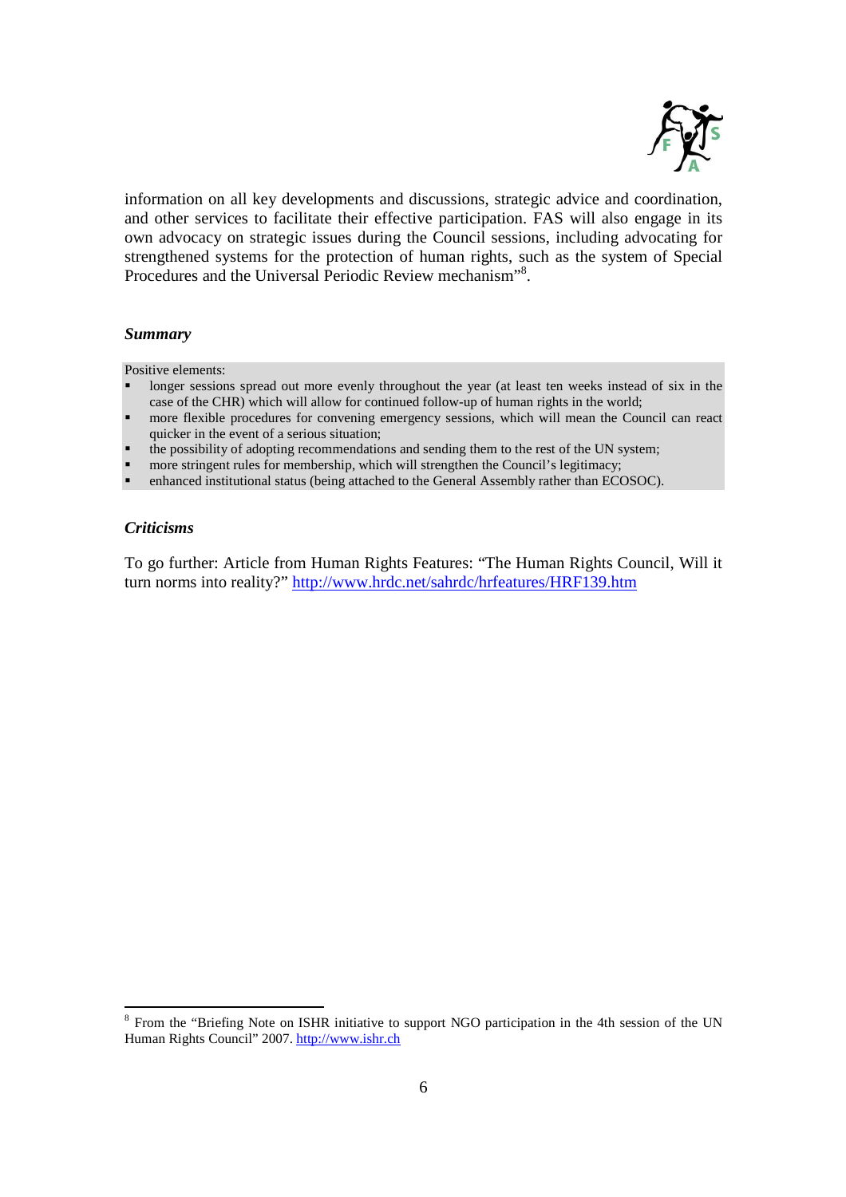information on all key developments and discussions, strategic advice and coordination, and other services to facilitate their effective participation. FAS will also engage in its own advocacy on strategic issues during the Council sessions, including advocating for strengthened systems for the protection of human rights, such as the system of Special Procedures and the Universal Periodic Review mechanism"[8].

### *Summary*

Positive elements:

- longer sessions spread out more evenly throughout the year (at least ten weeks instead of six in the case of the CHR) which will allow for continued follow-up of human rights in the world;
- more flexible procedures for convening emergency sessions, which will mean the Council can react quicker in the event of a serious situation;
- the possibility of adopting recommendations and sending them to the rest of the UN system;
- more stringent rules for membership, which will strengthen the Council's legitimacy;
- enhanced institutional status (being attached to the General Assembly rather than ECOSOC).

### *Criticisms*

To go further: Article from Human Rights Features: "The Human Rights Council, Will it turn norms into reality?" http://www.hrdc.net/sahrdc/hrfeatures/HRF139.htm

---

[8] From the "Briefing Note on ISHR initiative to support NGO participation in the 4th session of the UN Human Rights Council" 2007. http://www.ishr.ch